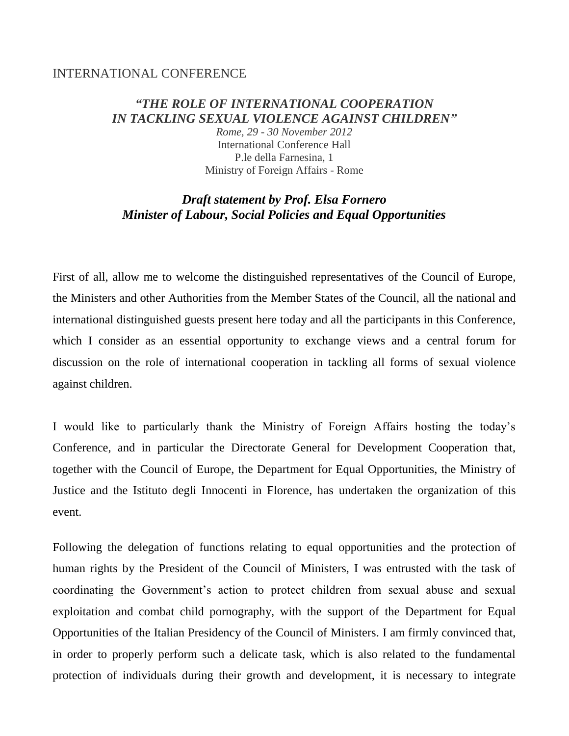INTERNATIONAL CONFERENCE

## *"THE ROLE OF INTERNATIONAL COOPERATION IN TACKLING SEXUAL VIOLENCE AGAINST CHILDREN"*

*Rome, 29 - 30 November 2012*
International Conference Hall
P.le della Farnesina, 1
Ministry of Foreign Affairs - Rome

### *Draft statement by Prof. Elsa Fornero*
### *Minister of Labour, Social Policies and Equal Opportunities*

First of all, allow me to welcome the distinguished representatives of the Council of Europe, the Ministers and other Authorities from the Member States of the Council, all the national and international distinguished guests present here today and all the participants in this Conference, which I consider as an essential opportunity to exchange views and a central forum for discussion on the role of international cooperation in tackling all forms of sexual violence against children.

I would like to particularly thank the Ministry of Foreign Affairs hosting the today's Conference, and in particular the Directorate General for Development Cooperation that, together with the Council of Europe, the Department for Equal Opportunities, the Ministry of Justice and the Istituto degli Innocenti in Florence, has undertaken the organization of this event.

Following the delegation of functions relating to equal opportunities and the protection of human rights by the President of the Council of Ministers, I was entrusted with the task of coordinating the Government's action to protect children from sexual abuse and sexual exploitation and combat child pornography, with the support of the Department for Equal Opportunities of the Italian Presidency of the Council of Ministers. I am firmly convinced that, in order to properly perform such a delicate task, which is also related to the fundamental protection of individuals during their growth and development, it is necessary to integrate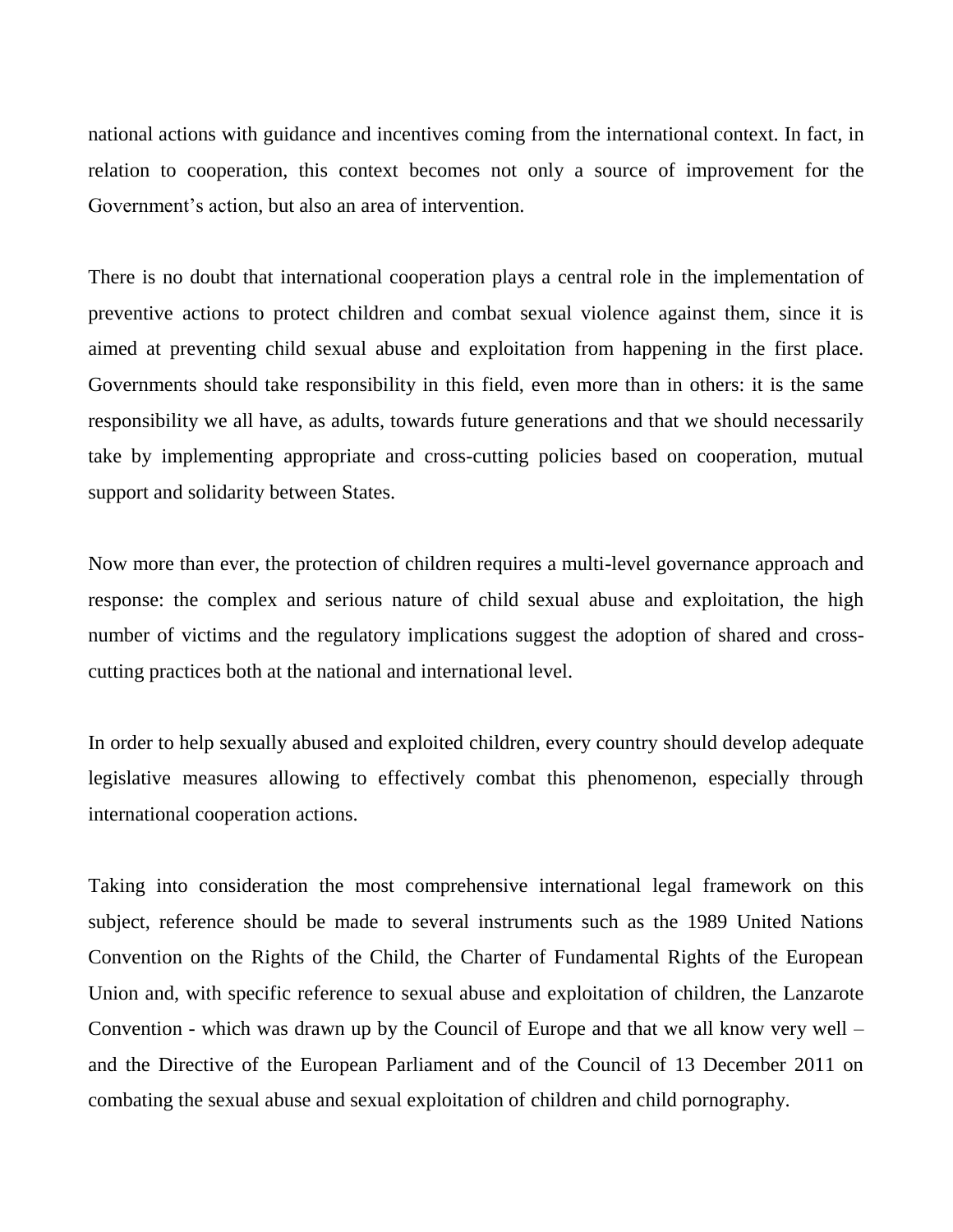national actions with guidance and incentives coming from the international context. In fact, in relation to cooperation, this context becomes not only a source of improvement for the Government's action, but also an area of intervention.

There is no doubt that international cooperation plays a central role in the implementation of preventive actions to protect children and combat sexual violence against them, since it is aimed at preventing child sexual abuse and exploitation from happening in the first place. Governments should take responsibility in this field, even more than in others: it is the same responsibility we all have, as adults, towards future generations and that we should necessarily take by implementing appropriate and cross-cutting policies based on cooperation, mutual support and solidarity between States.

Now more than ever, the protection of children requires a multi-level governance approach and response: the complex and serious nature of child sexual abuse and exploitation, the high number of victims and the regulatory implications suggest the adoption of shared and cross-cutting practices both at the national and international level.

In order to help sexually abused and exploited children, every country should develop adequate legislative measures allowing to effectively combat this phenomenon, especially through international cooperation actions.

Taking into consideration the most comprehensive international legal framework on this subject, reference should be made to several instruments such as the 1989 United Nations Convention on the Rights of the Child, the Charter of Fundamental Rights of the European Union and, with specific reference to sexual abuse and exploitation of children, the Lanzarote Convention - which was drawn up by the Council of Europe and that we all know very well – and the Directive of the European Parliament and of the Council of 13 December 2011 on combating the sexual abuse and sexual exploitation of children and child pornography.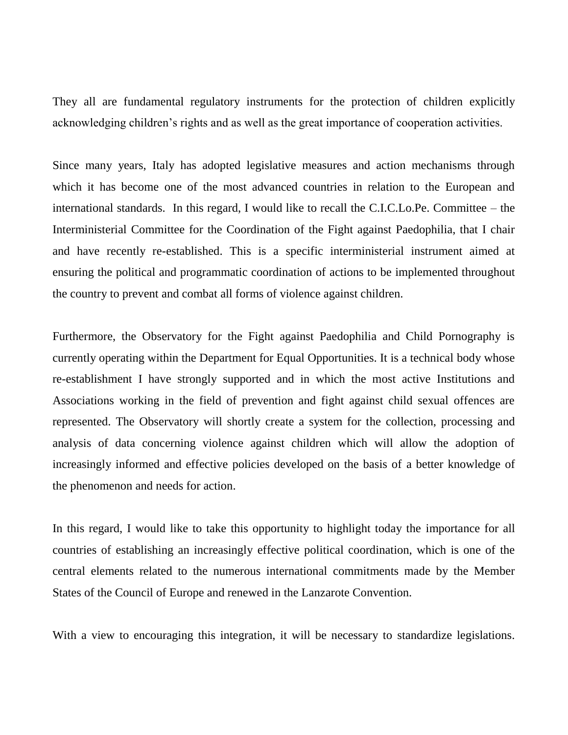They all are fundamental regulatory instruments for the protection of children explicitly acknowledging children's rights and as well as the great importance of cooperation activities.

Since many years, Italy has adopted legislative measures and action mechanisms through which it has become one of the most advanced countries in relation to the European and international standards. In this regard, I would like to recall the C.I.C.Lo.Pe. Committee – the Interministerial Committee for the Coordination of the Fight against Paedophilia, that I chair and have recently re-established. This is a specific interministerial instrument aimed at ensuring the political and programmatic coordination of actions to be implemented throughout the country to prevent and combat all forms of violence against children.

Furthermore, the Observatory for the Fight against Paedophilia and Child Pornography is currently operating within the Department for Equal Opportunities. It is a technical body whose re-establishment I have strongly supported and in which the most active Institutions and Associations working in the field of prevention and fight against child sexual offences are represented. The Observatory will shortly create a system for the collection, processing and analysis of data concerning violence against children which will allow the adoption of increasingly informed and effective policies developed on the basis of a better knowledge of the phenomenon and needs for action.

In this regard, I would like to take this opportunity to highlight today the importance for all countries of establishing an increasingly effective political coordination, which is one of the central elements related to the numerous international commitments made by the Member States of the Council of Europe and renewed in the Lanzarote Convention.

With a view to encouraging this integration, it will be necessary to standardize legislations.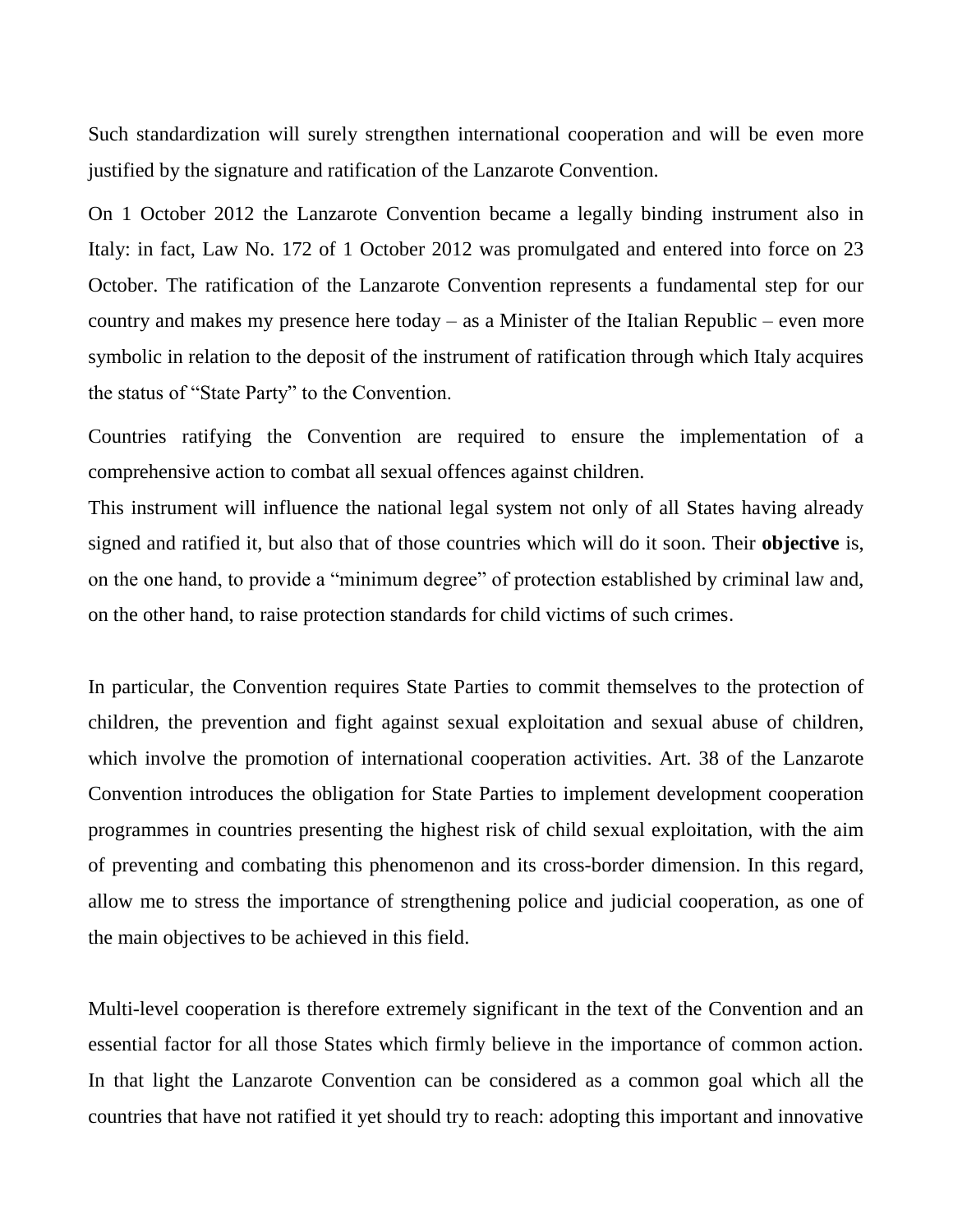Such standardization will surely strengthen international cooperation and will be even more justified by the signature and ratification of the Lanzarote Convention.

On 1 October 2012 the Lanzarote Convention became a legally binding instrument also in Italy: in fact, Law No. 172 of 1 October 2012 was promulgated and entered into force on 23 October. The ratification of the Lanzarote Convention represents a fundamental step for our country and makes my presence here today – as a Minister of the Italian Republic – even more symbolic in relation to the deposit of the instrument of ratification through which Italy acquires the status of "State Party" to the Convention.

Countries ratifying the Convention are required to ensure the implementation of a comprehensive action to combat all sexual offences against children.

This instrument will influence the national legal system not only of all States having already signed and ratified it, but also that of those countries which will do it soon. Their **objective** is, on the one hand, to provide a "minimum degree" of protection established by criminal law and, on the other hand, to raise protection standards for child victims of such crimes.

In particular, the Convention requires State Parties to commit themselves to the protection of children, the prevention and fight against sexual exploitation and sexual abuse of children, which involve the promotion of international cooperation activities. Art. 38 of the Lanzarote Convention introduces the obligation for State Parties to implement development cooperation programmes in countries presenting the highest risk of child sexual exploitation, with the aim of preventing and combating this phenomenon and its cross-border dimension. In this regard, allow me to stress the importance of strengthening police and judicial cooperation, as one of the main objectives to be achieved in this field.

Multi-level cooperation is therefore extremely significant in the text of the Convention and an essential factor for all those States which firmly believe in the importance of common action. In that light the Lanzarote Convention can be considered as a common goal which all the countries that have not ratified it yet should try to reach: adopting this important and innovative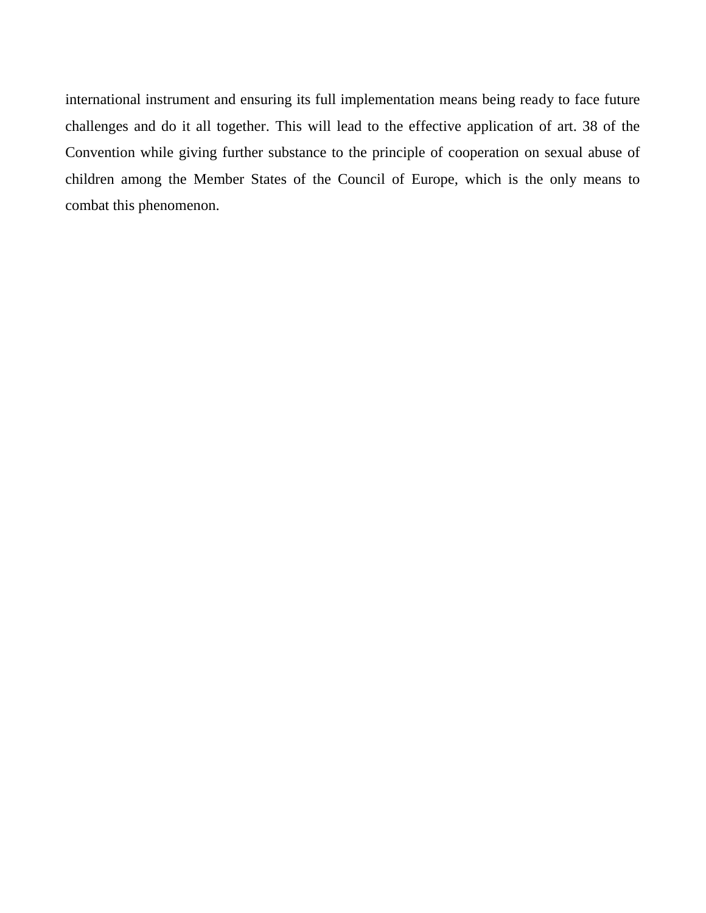international instrument and ensuring its full implementation means being ready to face future challenges and do it all together. This will lead to the effective application of art. 38 of the Convention while giving further substance to the principle of cooperation on sexual abuse of children among the Member States of the Council of Europe, which is the only means to combat this phenomenon.